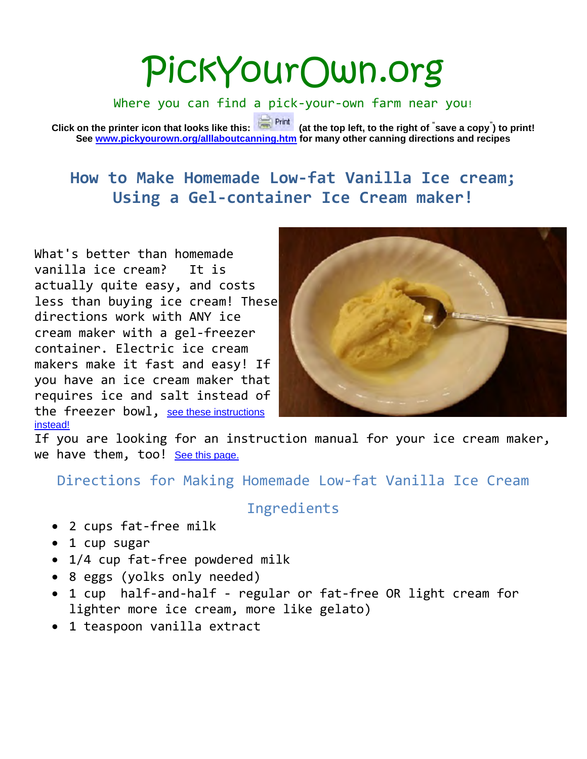# PickYourOwn.org

Where you can find a pick-your-own farm near you!

**Click on the printer icon that looks like this: Print (at the top left, to the right of "save a copy") to print!**
**See [www.pickyourown.org/alllaboutcanning.htm](www.pickyourown.org/alllaboutcanning.htm) for many other canning directions and recipes**

## How to Make Homemade Low-fat Vanilla Ice cream; Using a Gel-container Ice Cream maker!

What's better than homemade vanilla ice cream? It is actually quite easy, and costs less than buying ice cream! These directions work with ANY ice cream maker with a gel-freezer container. Electric ice cream makers make it fast and easy! If you have an ice cream maker that requires ice and salt instead of the freezer bowl, see these instructions instead!

If you are looking for an instruction manual for your ice cream maker, we have them, too! See this page.

### Directions for Making Homemade Low-fat Vanilla Ice Cream

#### Ingredients

- 2 cups fat-free milk
- 1 cup sugar
- 1/4 cup fat-free powdered milk
- 8 eggs (yolks only needed)
- 1 cup half-and-half - regular or fat-free OR light cream for lighter more ice cream, more like gelato)
- 1 teaspoon vanilla extract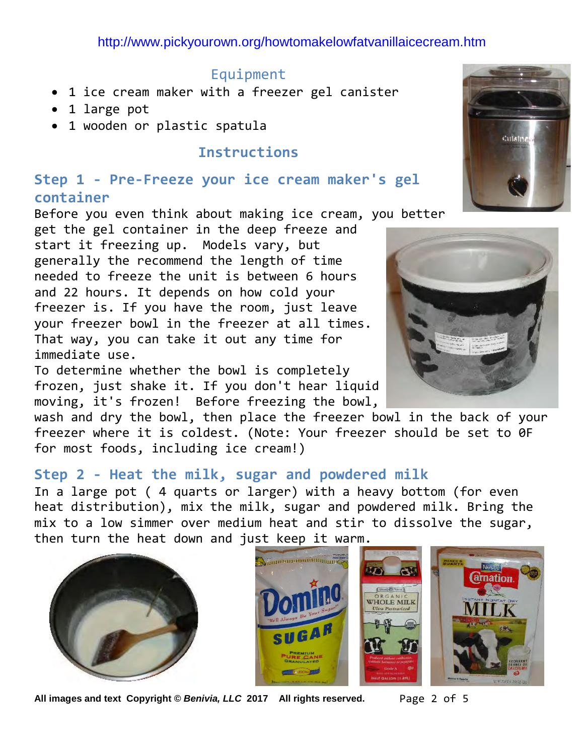http://www.pickyourown.org/howtomakelowfatvanillaicecream.htm

## Equipment

- 1 ice cream maker with a freezer gel canister
- 1 large pot
- 1 wooden or plastic spatula

## Instructions

### Step 1 - Pre-Freeze your ice cream maker's gel container

Before you even think about making ice cream, you better get the gel container in the deep freeze and start it freezing up. Models vary, but generally the recommend the length of time needed to freeze the unit is between 6 hours and 22 hours. It depends on how cold your freezer is. If you have the room, just leave your freezer bowl in the freezer at all times. That way, you can take it out any time for immediate use.

To determine whether the bowl is completely frozen, just shake it. If you don't hear liquid moving, it's frozen! Before freezing the bowl, wash and dry the bowl, then place the freezer bowl in the back of your freezer where it is coldest. (Note: Your freezer should be set to 0F for most foods, including ice cream!)

### Step 2 - Heat the milk, sugar and powdered milk

In a large pot ( 4 quarts or larger) with a heavy bottom (for even heat distribution), mix the milk, sugar and powdered milk. Bring the mix to a low simmer over medium heat and stir to dissolve the sugar, then turn the heat down and just keep it warm.

**All images and text Copyright © *Benivia, LLC* 2017 All rights reserved.**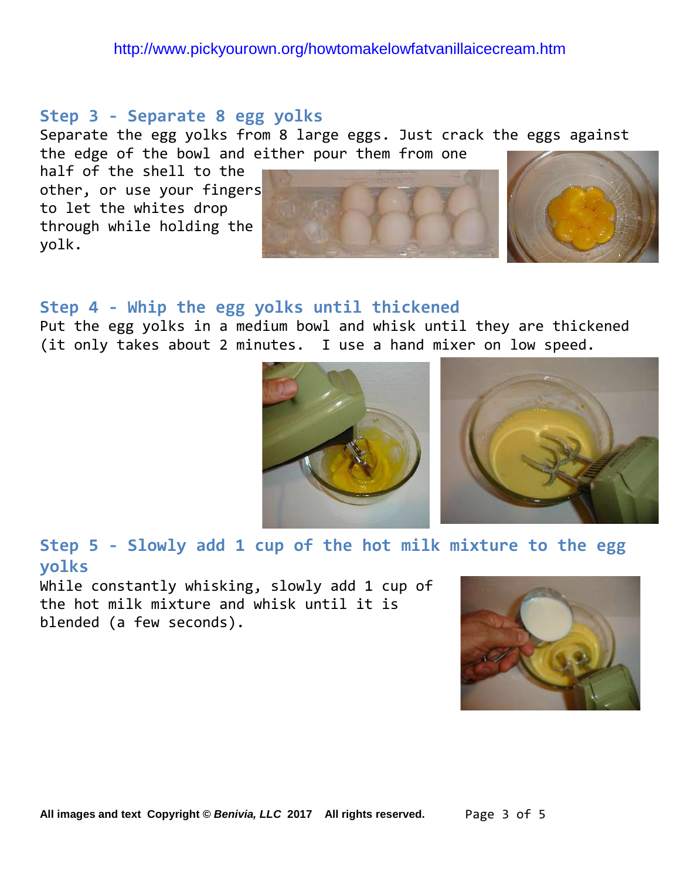http://www.pickyourown.org/howtomakelowfatvanillaicecream.htm

## Step 3 - Separate 8 egg yolks

Separate the egg yolks from 8 large eggs. Just crack the eggs against the edge of the bowl and either pour them from one half of the shell to the other, or use your fingers to let the whites drop through while holding the yolk.

## Step 4 - Whip the egg yolks until thickened

Put the egg yolks in a medium bowl and whisk until they are thickened (it only takes about 2 minutes. I use a hand mixer on low speed.

## Step 5 - Slowly add 1 cup of the hot milk mixture to the egg yolks

While constantly whisking, slowly add 1 cup of the hot milk mixture and whisk until it is blended (a few seconds).

**All images and text Copyright © *Benivia, LLC* 2017 All rights reserved.**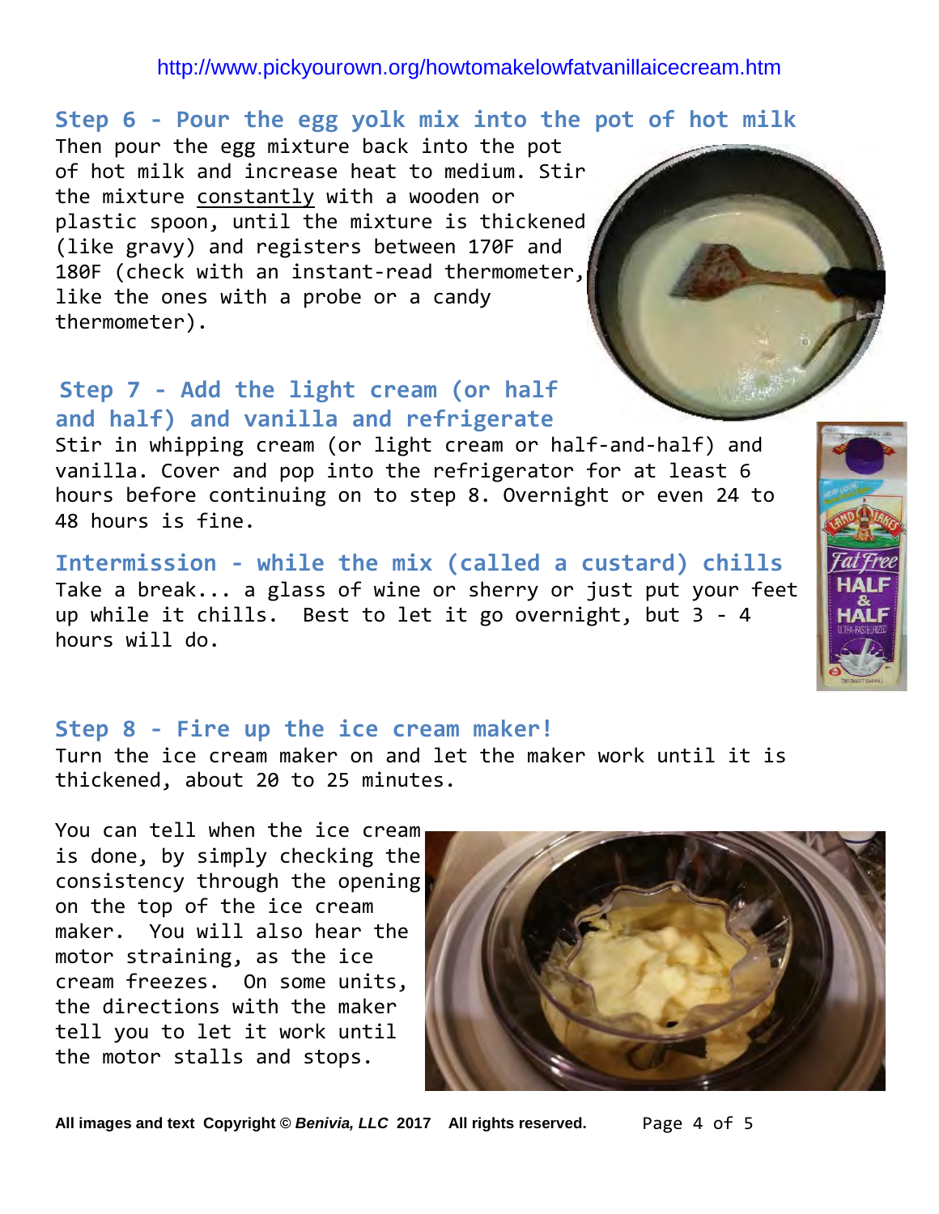http://www.pickyourown.org/howtomakelowfatvanillaicecream.htm

### Step 6 - Pour the egg yolk mix into the pot of hot milk

Then pour the egg mixture back into the pot of hot milk and increase heat to medium. Stir the mixture constantly with a wooden or plastic spoon, until the mixture is thickened (like gravy) and registers between 170F and 180F (check with an instant-read thermometer, like the ones with a probe or a candy thermometer).

### Step 7 - Add the light cream (or half and half) and vanilla and refrigerate

Stir in whipping cream (or light cream or half-and-half) and vanilla. Cover and pop into the refrigerator for at least 6 hours before continuing on to step 8. Overnight or even 24 to 48 hours is fine.

### Intermission - while the mix (called a custard) chills

Take a break... a glass of wine or sherry or just put your feet up while it chills. Best to let it go overnight, but 3 - 4 hours will do.

### Step 8 - Fire up the ice cream maker!

Turn the ice cream maker on and let the maker work until it is thickened, about 20 to 25 minutes.

You can tell when the ice cream is done, by simply checking the consistency through the opening on the top of the ice cream maker. You will also hear the motor straining, as the ice cream freezes. On some units, the directions with the maker tell you to let it work until the motor stalls and stops.

**All images and text Copyright © *Benivia, LLC* 2017 All rights reserved.**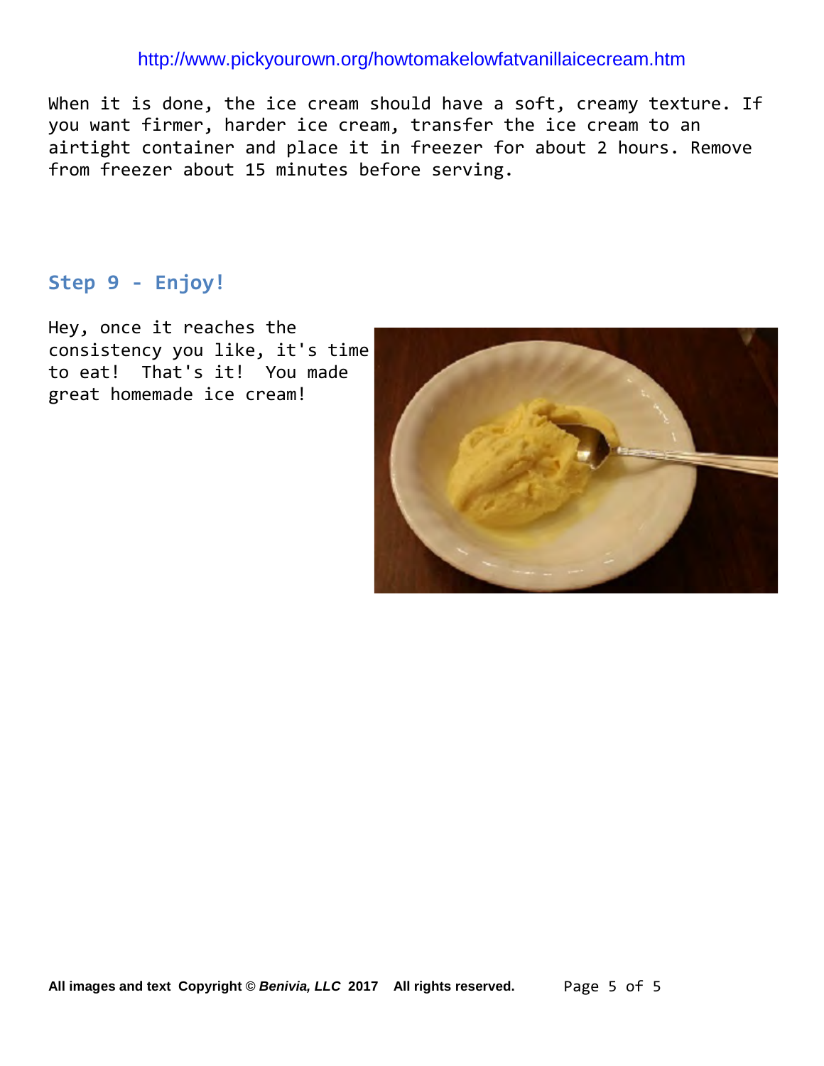When it is done, the ice cream should have a soft, creamy texture. If you want firmer, harder ice cream, transfer the ice cream to an airtight container and place it in freezer for about 2 hours. Remove from freezer about 15 minutes before serving.

## Step 9 - Enjoy!

Hey, once it reaches the consistency you like, it's time to eat! That's it! You made great homemade ice cream!